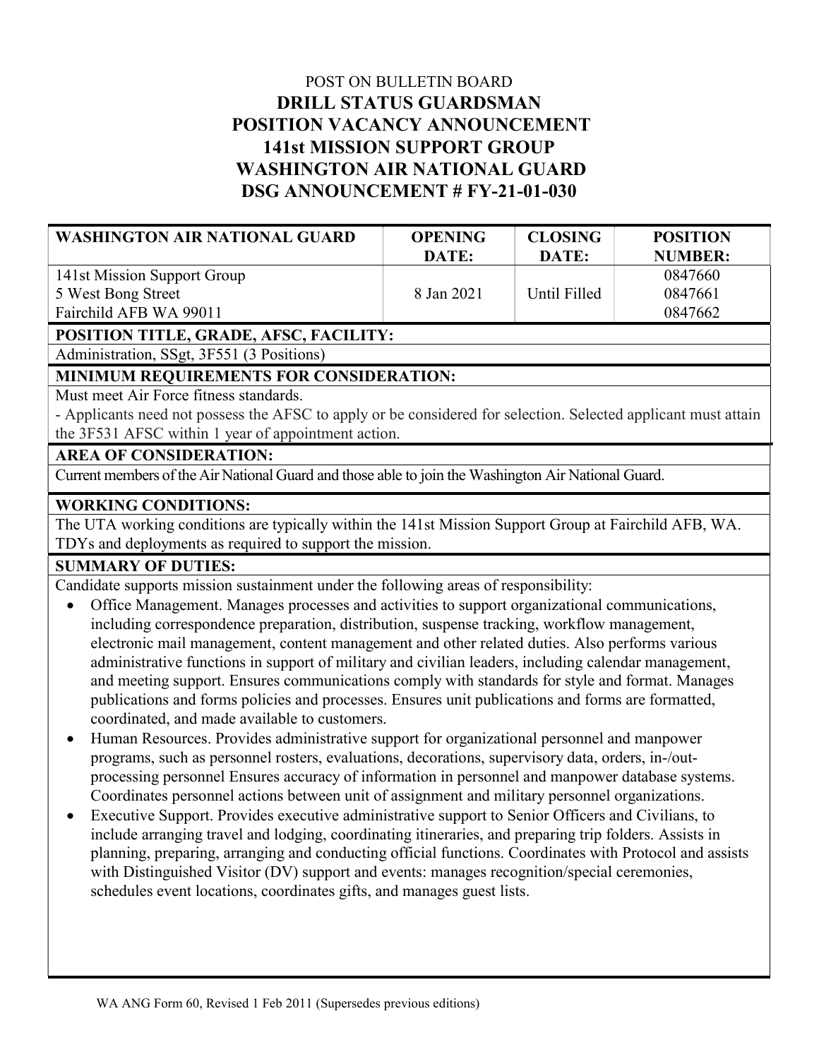POST ON BULLETIN BOARD

# DRILL STATUS GUARDSMAN
# POSITION VACANCY ANNOUNCEMENT
# 141st MISSION SUPPORT GROUP
# WASHINGTON AIR NATIONAL GUARD
# DSG ANNOUNCEMENT # FY-21-01-030

| WASHINGTON AIR NATIONAL GUARD | OPENING DATE: | CLOSING DATE: | POSITION NUMBER: |
|---|---|---|---|
| 141st Mission Support Group<br>5 West Bong Street<br>Fairchild AFB WA 99011 | 8 Jan 2021 | Until Filled | 0847660<br>0847661<br>0847662 |

**POSITION TITLE, GRADE, AFSC, FACILITY:**

Administration, SSgt, 3F551 (3 Positions)

**MINIMUM REQUIREMENTS FOR CONSIDERATION:**

Must meet Air Force fitness standards.

- Applicants need not possess the AFSC to apply or be considered for selection. Selected applicant must attain the 3F531 AFSC within 1 year of appointment action.

**AREA OF CONSIDERATION:**

Current members of the Air National Guard and those able to join the Washington Air National Guard.

**WORKING CONDITIONS:**

The UTA working conditions are typically within the 141st Mission Support Group at Fairchild AFB, WA. TDYs and deployments as required to support the mission.

**SUMMARY OF DUTIES:**

Candidate supports mission sustainment under the following areas of responsibility:

- Office Management. Manages processes and activities to support organizational communications, including correspondence preparation, distribution, suspense tracking, workflow management, electronic mail management, content management and other related duties. Also performs various administrative functions in support of military and civilian leaders, including calendar management, and meeting support. Ensures communications comply with standards for style and format. Manages publications and forms policies and processes. Ensures unit publications and forms are formatted, coordinated, and made available to customers.
- Human Resources. Provides administrative support for organizational personnel and manpower programs, such as personnel rosters, evaluations, decorations, supervisory data, orders, in-/out-processing personnel Ensures accuracy of information in personnel and manpower database systems. Coordinates personnel actions between unit of assignment and military personnel organizations.
- Executive Support. Provides executive administrative support to Senior Officers and Civilians, to include arranging travel and lodging, coordinating itineraries, and preparing trip folders. Assists in planning, preparing, arranging and conducting official functions. Coordinates with Protocol and assists with Distinguished Visitor (DV) support and events: manages recognition/special ceremonies, schedules event locations, coordinates gifts, and manages guest lists.

WA ANG Form 60, Revised 1 Feb 2011 (Supersedes previous editions)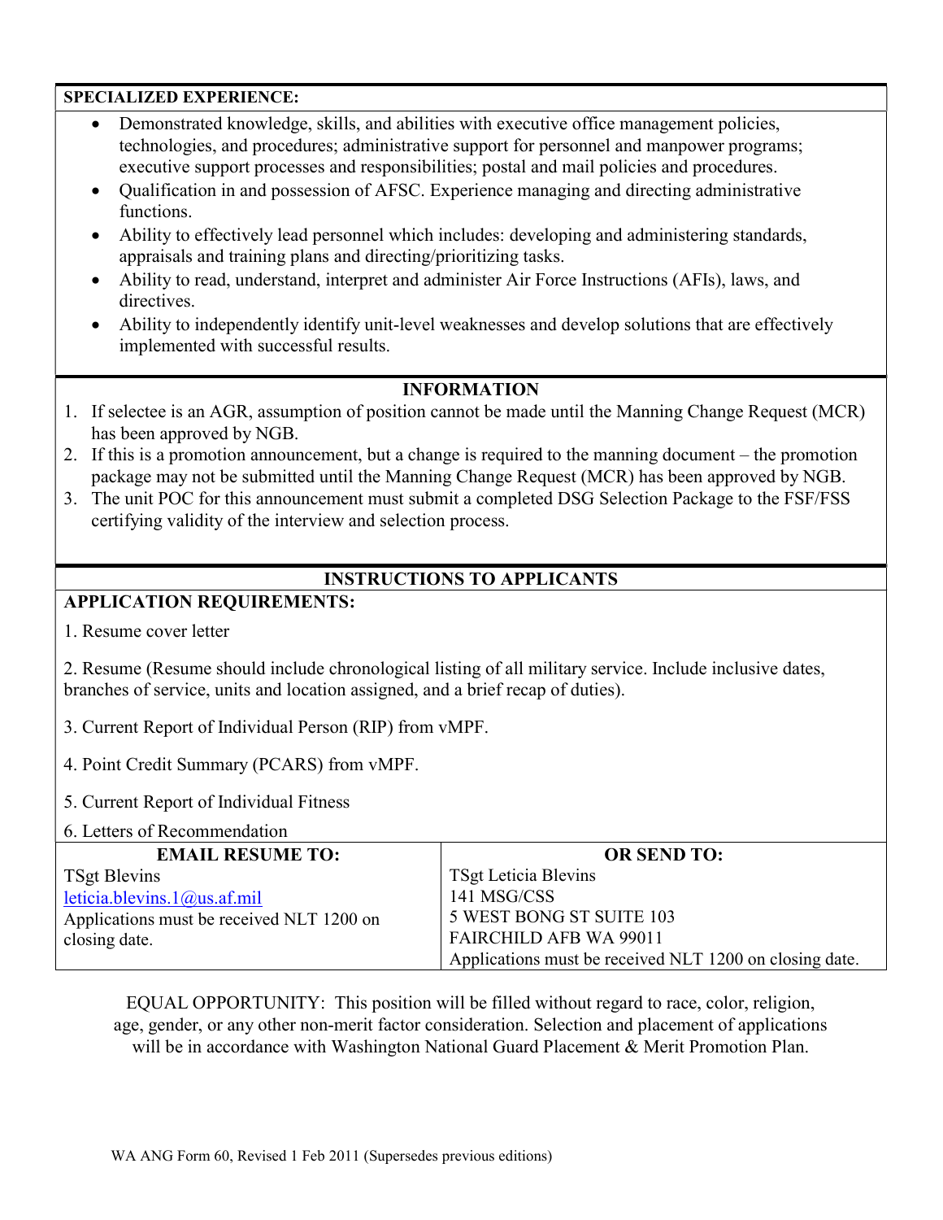**SPECIALIZED EXPERIENCE:**

- Demonstrated knowledge, skills, and abilities with executive office management policies, technologies, and procedures; administrative support for personnel and manpower programs; executive support processes and responsibilities; postal and mail policies and procedures.
- Qualification in and possession of AFSC. Experience managing and directing administrative functions.
- Ability to effectively lead personnel which includes: developing and administering standards, appraisals and training plans and directing/prioritizing tasks.
- Ability to read, understand, interpret and administer Air Force Instructions (AFIs), laws, and directives.
- Ability to independently identify unit-level weaknesses and develop solutions that are effectively implemented with successful results.

## INFORMATION

1. If selectee is an AGR, assumption of position cannot be made until the Manning Change Request (MCR) has been approved by NGB.
2. If this is a promotion announcement, but a change is required to the manning document – the promotion package may not be submitted until the Manning Change Request (MCR) has been approved by NGB.
3. The unit POC for this announcement must submit a completed DSG Selection Package to the FSF/FSS certifying validity of the interview and selection process.

## INSTRUCTIONS TO APPLICANTS

**APPLICATION REQUIREMENTS:**

1. Resume cover letter

2. Resume (Resume should include chronological listing of all military service. Include inclusive dates, branches of service, units and location assigned, and a brief recap of duties).

3. Current Report of Individual Person (RIP) from vMPF.

4. Point Credit Summary (PCARS) from vMPF.

5. Current Report of Individual Fitness

6. Letters of Recommendation

| EMAIL RESUME TO: | OR SEND TO: |
|---|---|
| TSgt Blevins<br>leticia.blevins.1@us.af.mil<br>Applications must be received NLT 1200 on closing date. | TSgt Leticia Blevins<br>141 MSG/CSS<br>5 WEST BONG ST SUITE 103<br>FAIRCHILD AFB WA 99011<br>Applications must be received NLT 1200 on closing date. |

EQUAL OPPORTUNITY: This position will be filled without regard to race, color, religion, age, gender, or any other non-merit factor consideration. Selection and placement of applications will be in accordance with Washington National Guard Placement & Merit Promotion Plan.

WA ANG Form 60, Revised 1 Feb 2011 (Supersedes previous editions)